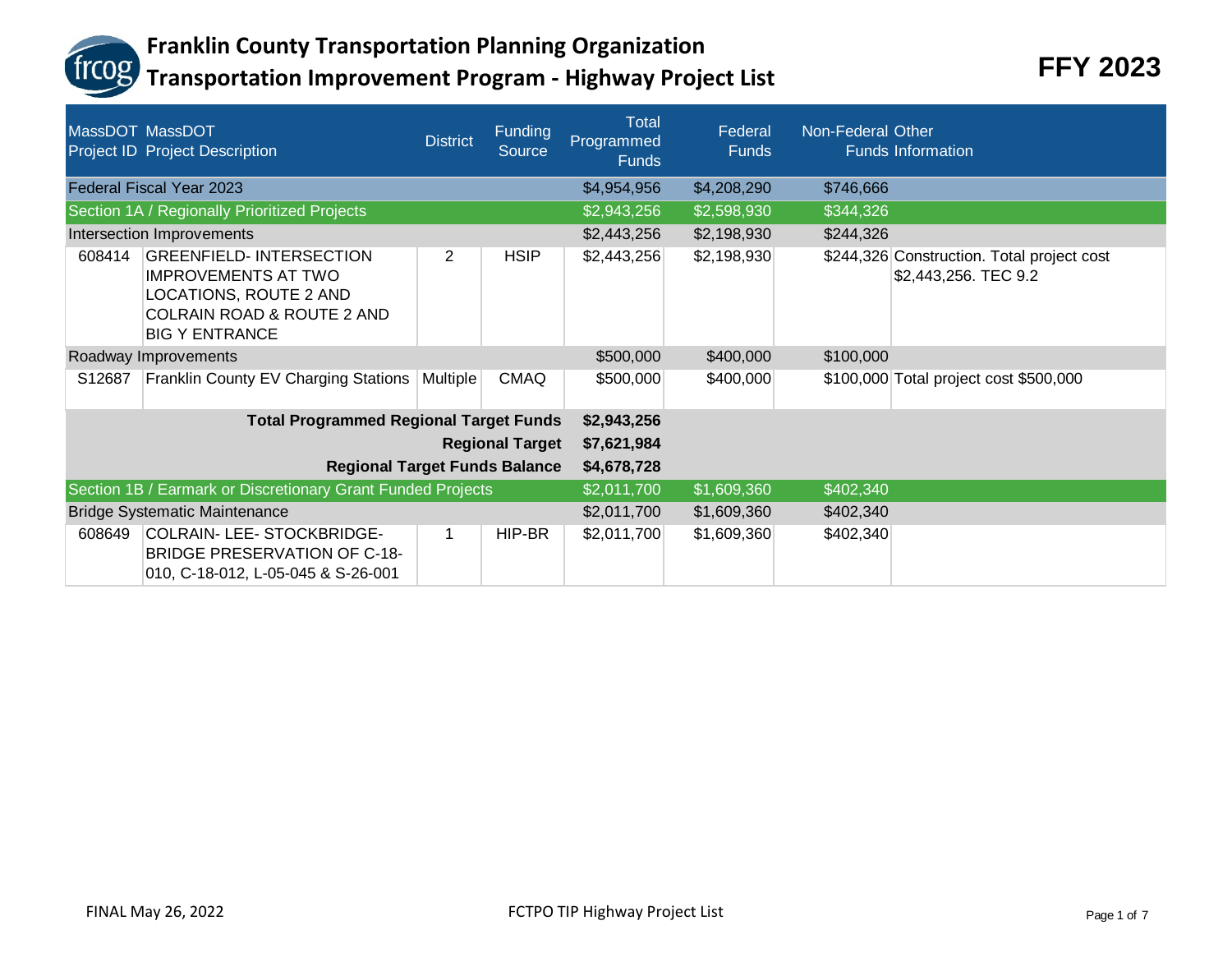# Franklin County Transportation Planning Organization
## Transportation Improvement Program - Highway Project List

**FFY 2023**

| MassDOT Project ID | MassDOT Project Description | District | Funding Source | Total Programmed Funds | Federal Funds | Non-Federal Funds | Other Information |
|---|---|---|---|---|---|---|---|
| Federal Fiscal Year 2023 | | | | $4,954,956 | $4,208,290 | $746,666 | |
| Section 1A / Regionally Prioritized Projects | | | | $2,943,256 | $2,598,930 | $344,326 | |
| Intersection Improvements | | | | $2,443,256 | $2,198,930 | $244,326 | |
| 608414 | GREENFIELD- INTERSECTION IMPROVEMENTS AT TWO LOCATIONS, ROUTE 2 AND COLRAIN ROAD & ROUTE 2 AND BIG Y ENTRANCE | 2 | HSIP | $2,443,256 | $2,198,930 | $244,326 | Construction. Total project cost $2,443,256. TEC 9.2 |
| Roadway Improvements | | | | $500,000 | $400,000 | $100,000 | |
| S12687 | Franklin County EV Charging Stations | Multiple | CMAQ | $500,000 | $400,000 | $100,000 | Total project cost $500,000 |
| | **Total Programmed Regional Target Funds** | | | **$2,943,256** | | | |
| | **Regional Target** | | | **$7,621,984** | | | |
| | **Regional Target Funds Balance** | | | **$4,678,728** | | | |
| Section 1B / Earmark or Discretionary Grant Funded Projects | | | | $2,011,700 | $1,609,360 | $402,340 | |
| Bridge Systematic Maintenance | | | | $2,011,700 | $1,609,360 | $402,340 | |
| 608649 | COLRAIN- LEE- STOCKBRIDGE- BRIDGE PRESERVATION OF C-18-010, C-18-012, L-05-045 & S-26-001 | 1 | HIP-BR | $2,011,700 | $1,609,360 | $402,340 | |

FINAL May 26, 2022

FCTPO TIP Highway Project List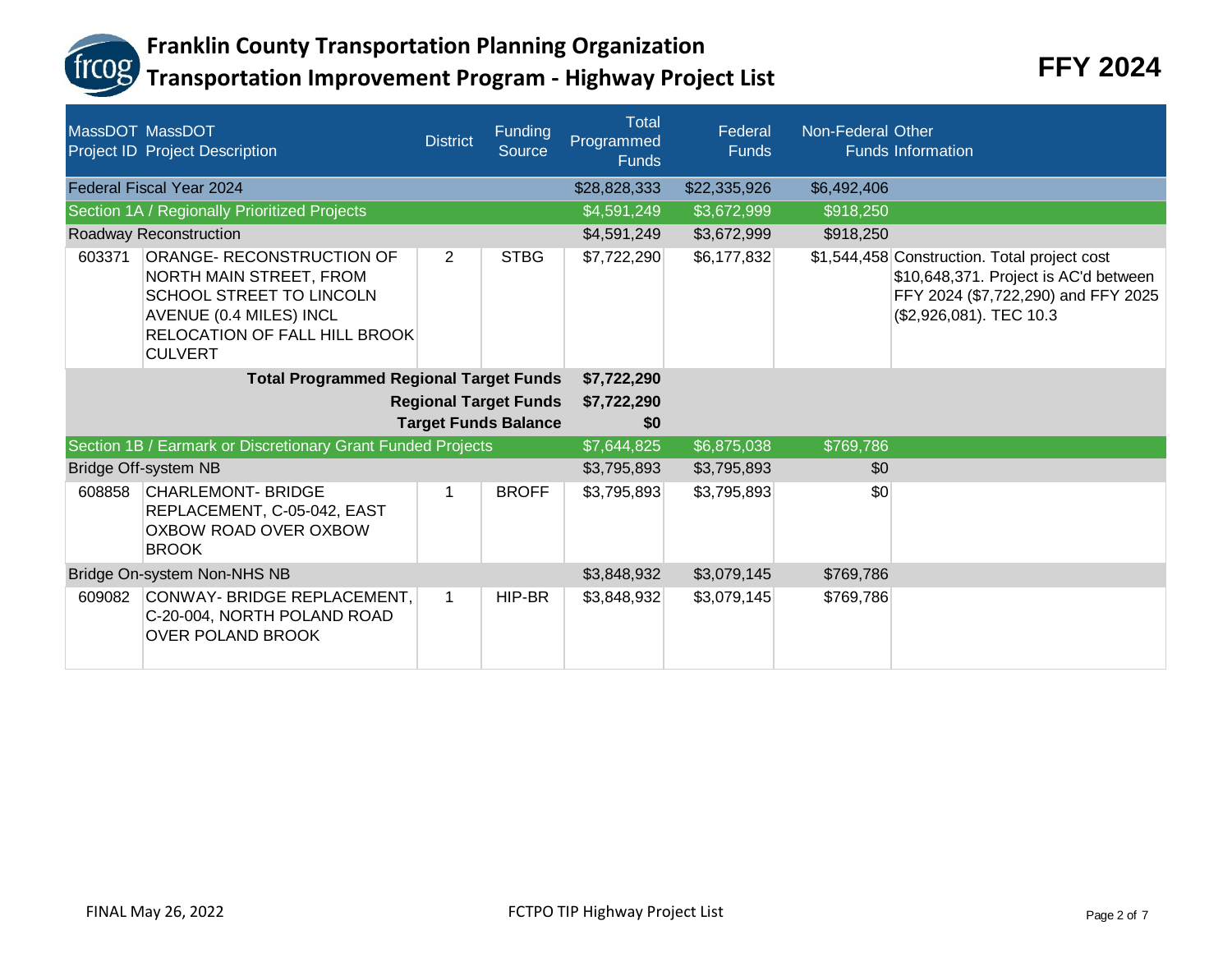# Franklin County Transportation Planning Organization
## Transportation Improvement Program - Highway Project List

**FFY 2024**

| MassDOT Project ID | MassDOT Project Description | District | Funding Source | Total Programmed Funds | Federal Funds | Non-Federal Funds | Other Information |
|---|---|---|---|---|---|---|---|
| Federal Fiscal Year 2024 | | | | $28,828,333 | $22,335,926 | $6,492,406 | |
| Section 1A / Regionally Prioritized Projects | | | | $4,591,249 | $3,672,999 | $918,250 | |
| Roadway Reconstruction | | | | $4,591,249 | $3,672,999 | $918,250 | |
| 603371 | ORANGE- RECONSTRUCTION OF NORTH MAIN STREET, FROM SCHOOL STREET TO LINCOLN AVENUE (0.4 MILES) INCL RELOCATION OF FALL HILL BROOK CULVERT | 2 | STBG | $7,722,290 | $6,177,832 | $1,544,458 | Construction. Total project cost $10,648,371. Project is AC'd between FFY 2024 ($7,722,290) and FFY 2025 ($2,926,081). TEC 10.3 |
| | **Total Programmed Regional Target Funds** | | | **$7,722,290** | | | |
| | **Regional Target Funds** | | | **$7,722,290** | | | |
| | **Target Funds Balance** | | | **$0** | | | |
| Section 1B / Earmark or Discretionary Grant Funded Projects | | | | $7,644,825 | $6,875,038 | $769,786 | |
| Bridge Off-system NB | | | | $3,795,893 | $3,795,893 | $0 | |
| 608858 | CHARLEMONT- BRIDGE REPLACEMENT, C-05-042, EAST OXBOW ROAD OVER OXBOW BROOK | 1 | BROFF | $3,795,893 | $3,795,893 | $0 | |
| Bridge On-system Non-NHS NB | | | | $3,848,932 | $3,079,145 | $769,786 | |
| 609082 | CONWAY- BRIDGE REPLACEMENT, C-20-004, NORTH POLAND ROAD OVER POLAND BROOK | 1 | HIP-BR | $3,848,932 | $3,079,145 | $769,786 | |

FINAL May 26, 2022

FCTPO TIP Highway Project List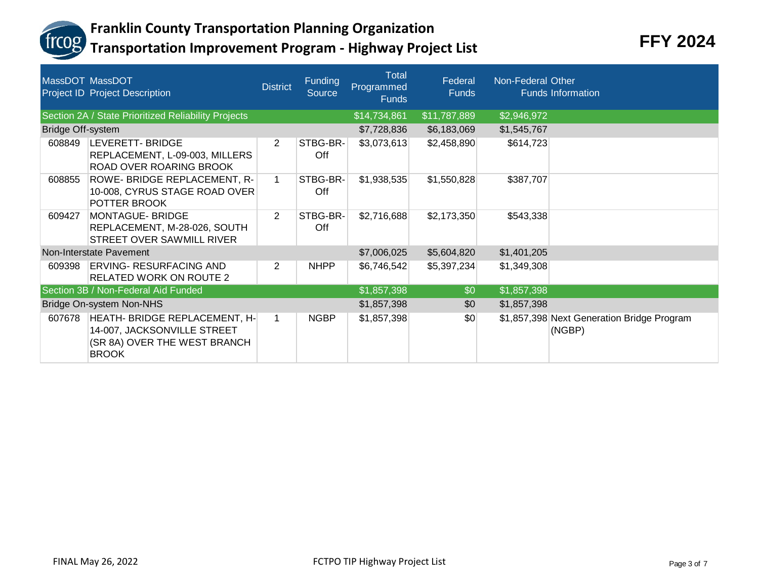# Franklin County Transportation Planning Organization
## Transportation Improvement Program - Highway Project List

**FFY 2024**

| MassDOT Project ID | MassDOT Project Description | District | Funding Source | Total Programmed Funds | Federal Funds | Non-Federal Funds | Other Information |
|---|---|---|---|---|---|---|---|
| Section 2A / State Prioritized Reliability Projects | | | | $14,734,861 | $11,787,889 | $2,946,972 | |
| Bridge Off-system | | | | $7,728,836 | $6,183,069 | $1,545,767 | |
| 608849 | LEVERETT- BRIDGE REPLACEMENT, L-09-003, MILLERS ROAD OVER ROARING BROOK | 2 | STBG-BR-Off | $3,073,613 | $2,458,890 | $614,723 | |
| 608855 | ROWE- BRIDGE REPLACEMENT, R-10-008, CYRUS STAGE ROAD OVER POTTER BROOK | 1 | STBG-BR-Off | $1,938,535 | $1,550,828 | $387,707 | |
| 609427 | MONTAGUE- BRIDGE REPLACEMENT, M-28-026, SOUTH STREET OVER SAWMILL RIVER | 2 | STBG-BR-Off | $2,716,688 | $2,173,350 | $543,338 | |
| Non-Interstate Pavement | | | | $7,006,025 | $5,604,820 | $1,401,205 | |
| 609398 | ERVING- RESURFACING AND RELATED WORK ON ROUTE 2 | 2 | NHPP | $6,746,542 | $5,397,234 | $1,349,308 | |
| Section 3B / Non-Federal Aid Funded | | | | $1,857,398 | $0 | $1,857,398 | |
| Bridge On-system Non-NHS | | | | $1,857,398 | $0 | $1,857,398 | |
| 607678 | HEATH- BRIDGE REPLACEMENT, H-14-007, JACKSONVILLE STREET (SR 8A) OVER THE WEST BRANCH BROOK | 1 | NGBP | $1,857,398 | $0 | $1,857,398 | Next Generation Bridge Program (NGBP) |

FINAL May 26, 2022

FCTPO TIP Highway Project List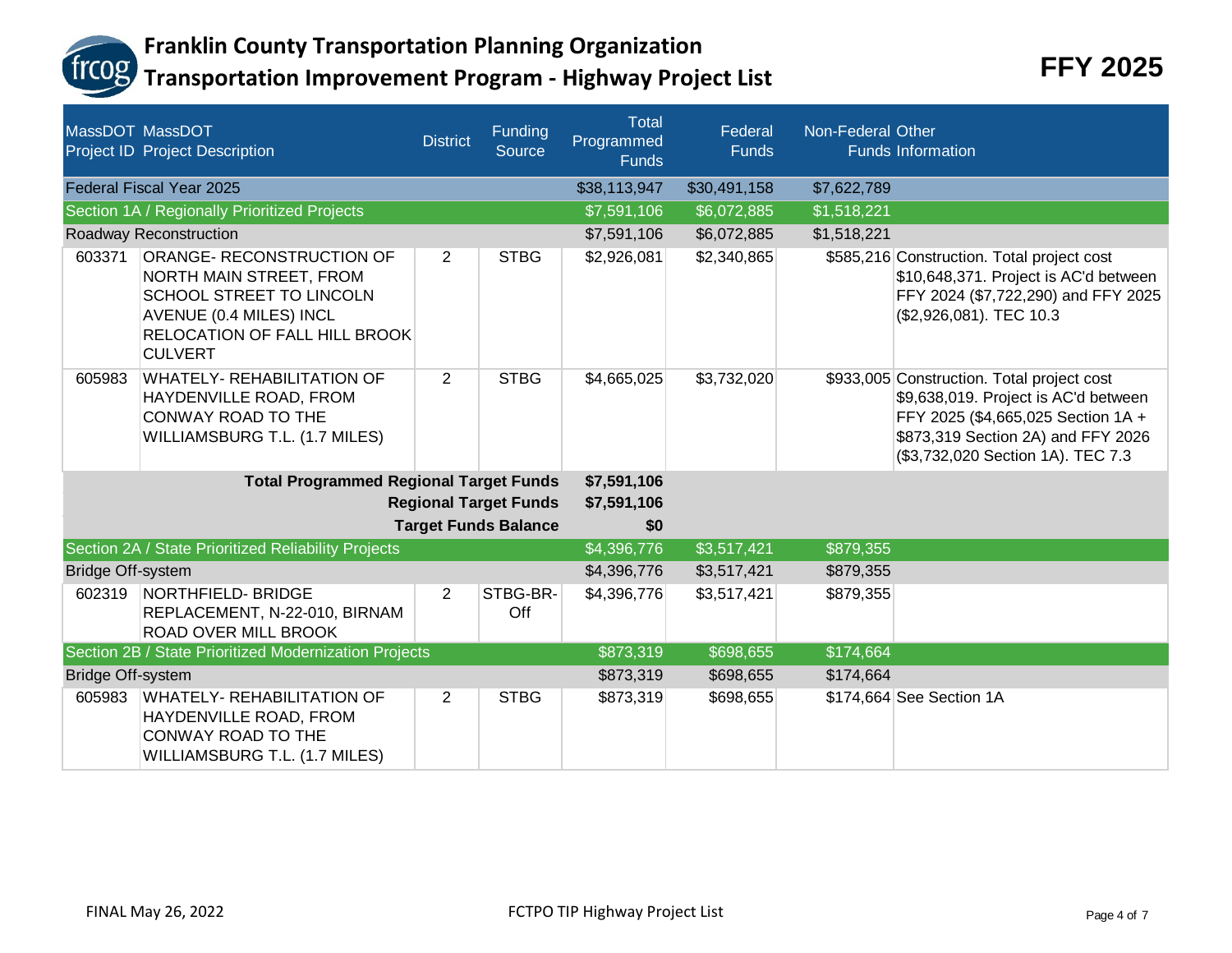# Franklin County Transportation Planning Organization
## Transportation Improvement Program - Highway Project List

**FFY 2025**

| MassDOT Project ID | MassDOT Project Description | District | Funding Source | Total Programmed Funds | Federal Funds | Non-Federal Funds | Other Information |
|---|---|---|---|---|---|---|---|
| Federal Fiscal Year 2025 | | | | $38,113,947 | $30,491,158 | $7,622,789 | |
| Section 1A / Regionally Prioritized Projects | | | | $7,591,106 | $6,072,885 | $1,518,221 | |
| Roadway Reconstruction | | | | $7,591,106 | $6,072,885 | $1,518,221 | |
| 603371 | ORANGE- RECONSTRUCTION OF NORTH MAIN STREET, FROM SCHOOL STREET TO LINCOLN AVENUE (0.4 MILES) INCL RELOCATION OF FALL HILL BROOK CULVERT | 2 | STBG | $2,926,081 | $2,340,865 | $585,216 | Construction. Total project cost $10,648,371. Project is AC'd between FFY 2024 ($7,722,290) and FFY 2025 ($2,926,081). TEC 10.3 |
| 605983 | WHATELY- REHABILITATION OF HAYDENVILLE ROAD, FROM CONWAY ROAD TO THE WILLIAMSBURG T.L. (1.7 MILES) | 2 | STBG | $4,665,025 | $3,732,020 | $933,005 | Construction. Total project cost $9,638,019. Project is AC'd between FFY 2025 ($4,665,025 Section 1A + $873,319 Section 2A) and FFY 2026 ($3,732,020 Section 1A). TEC 7.3 |
| | **Total Programmed Regional Target Funds** | | | **$7,591,106** | | | |
| | **Regional Target Funds** | | | **$7,591,106** | | | |
| | **Target Funds Balance** | | | **$0** | | | |
| Section 2A / State Prioritized Reliability Projects | | | | $4,396,776 | $3,517,421 | $879,355 | |
| Bridge Off-system | | | | $4,396,776 | $3,517,421 | $879,355 | |
| 602319 | NORTHFIELD- BRIDGE REPLACEMENT, N-22-010, BIRNAM ROAD OVER MILL BROOK | 2 | STBG-BR-Off | $4,396,776 | $3,517,421 | $879,355 | |
| Section 2B / State Prioritized Modernization Projects | | | | $873,319 | $698,655 | $174,664 | |
| Bridge Off-system | | | | $873,319 | $698,655 | $174,664 | |
| 605983 | WHATELY- REHABILITATION OF HAYDENVILLE ROAD, FROM CONWAY ROAD TO THE WILLIAMSBURG T.L. (1.7 MILES) | 2 | STBG | $873,319 | $698,655 | $174,664 | See Section 1A |

FINAL May 26, 2022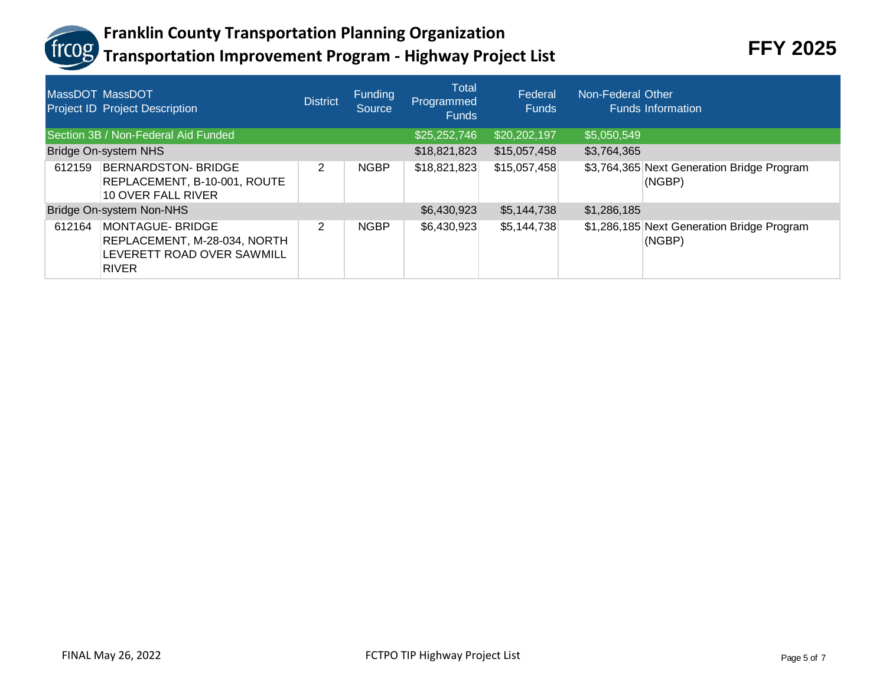# Franklin County Transportation Planning Organization

## Transportation Improvement Program - Highway Project List

## FFY 2025

| MassDOT Project ID | MassDOT Project Description | District | Funding Source | Total Programmed Funds | Federal Funds | Non-Federal Funds | Other Information |
|---|---|---|---|---|---|---|---|
| Section 3B / Non-Federal Aid Funded | | | | $25,252,746 | $20,202,197 | $5,050,549 | |
| Bridge On-system NHS | | | | $18,821,823 | $15,057,458 | $3,764,365 | |
| 612159 | BERNARDSTON- BRIDGE REPLACEMENT, B-10-001, ROUTE 10 OVER FALL RIVER | 2 | NGBP | $18,821,823 | $15,057,458 | $3,764,365 | Next Generation Bridge Program (NGBP) |
| Bridge On-system Non-NHS | | | | $6,430,923 | $5,144,738 | $1,286,185 | |
| 612164 | MONTAGUE- BRIDGE REPLACEMENT, M-28-034, NORTH LEVERETT ROAD OVER SAWMILL RIVER | 2 | NGBP | $6,430,923 | $5,144,738 | $1,286,185 | Next Generation Bridge Program (NGBP) |

FINAL May 26, 2022

FCTPO TIP Highway Project List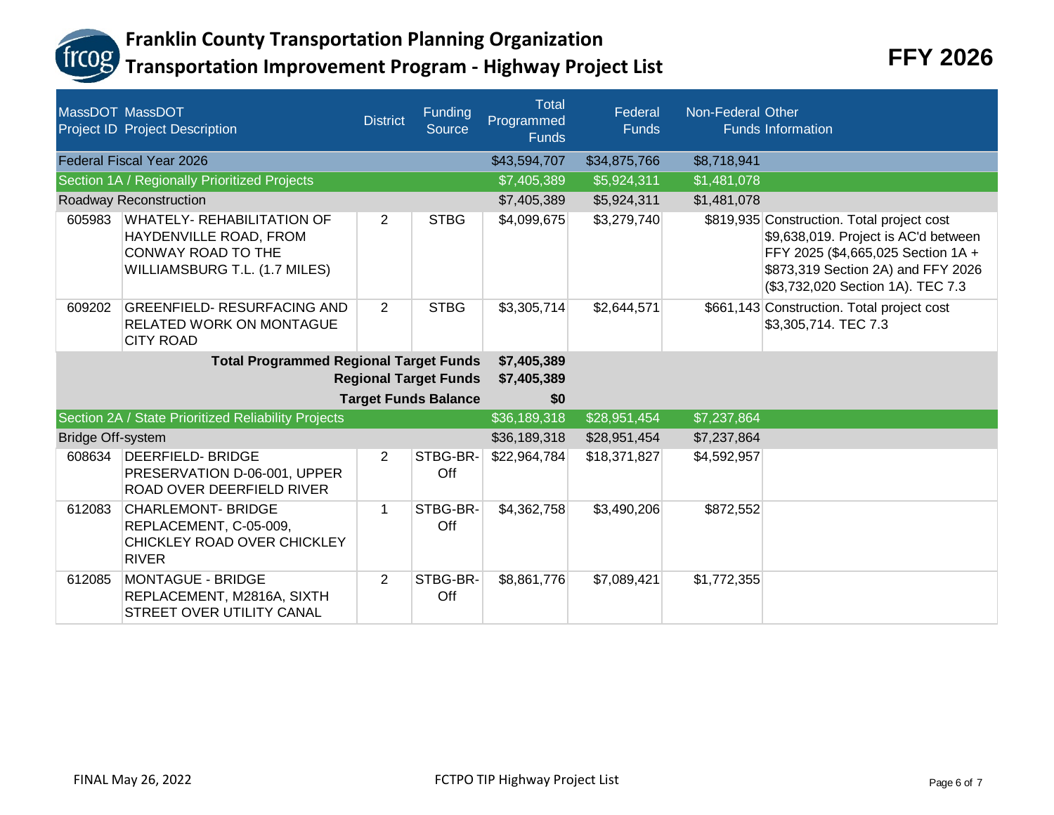# Franklin County Transportation Planning Organization
## Transportation Improvement Program - Highway Project List

**FFY 2026**

| MassDOT Project ID | MassDOT Project Description | District | Funding Source | Total Programmed Funds | Federal Funds | Non-Federal Funds | Other Information |
|---|---|---|---|---|---|---|---|
| Federal Fiscal Year 2026 | | | | $43,594,707 | $34,875,766 | $8,718,941 | |
| Section 1A / Regionally Prioritized Projects | | | | $7,405,389 | $5,924,311 | $1,481,078 | |
| Roadway Reconstruction | | | | $7,405,389 | $5,924,311 | $1,481,078 | |
| 605983 | WHATELY- REHABILITATION OF HAYDENVILLE ROAD, FROM CONWAY ROAD TO THE WILLIAMSBURG T.L. (1.7 MILES) | 2 | STBG | $4,099,675 | $3,279,740 | $819,935 | Construction. Total project cost $9,638,019. Project is AC'd between FFY 2025 ($4,665,025 Section 1A + $873,319 Section 2A) and FFY 2026 ($3,732,020 Section 1A). TEC 7.3 |
| 609202 | GREENFIELD- RESURFACING AND RELATED WORK ON MONTAGUE CITY ROAD | 2 | STBG | $3,305,714 | $2,644,571 | $661,143 | Construction. Total project cost $3,305,714. TEC 7.3 |
| | **Total Programmed Regional Target Funds** | | | **$7,405,389** | | | |
| | **Regional Target Funds** | | | **$7,405,389** | | | |
| | **Target Funds Balance** | | | **$0** | | | |
| Section 2A / State Prioritized Reliability Projects | | | | $36,189,318 | $28,951,454 | $7,237,864 | |
| Bridge Off-system | | | | $36,189,318 | $28,951,454 | $7,237,864 | |
| 608634 | DEERFIELD- BRIDGE PRESERVATION D-06-001, UPPER ROAD OVER DEERFIELD RIVER | 2 | STBG-BR-Off | $22,964,784 | $18,371,827 | $4,592,957 | |
| 612083 | CHARLEMONT- BRIDGE REPLACEMENT, C-05-009, CHICKLEY ROAD OVER CHICKLEY RIVER | 1 | STBG-BR-Off | $4,362,758 | $3,490,206 | $872,552 | |
| 612085 | MONTAGUE - BRIDGE REPLACEMENT, M2816A, SIXTH STREET OVER UTILITY CANAL | 2 | STBG-BR-Off | $8,861,776 | $7,089,421 | $1,772,355 | |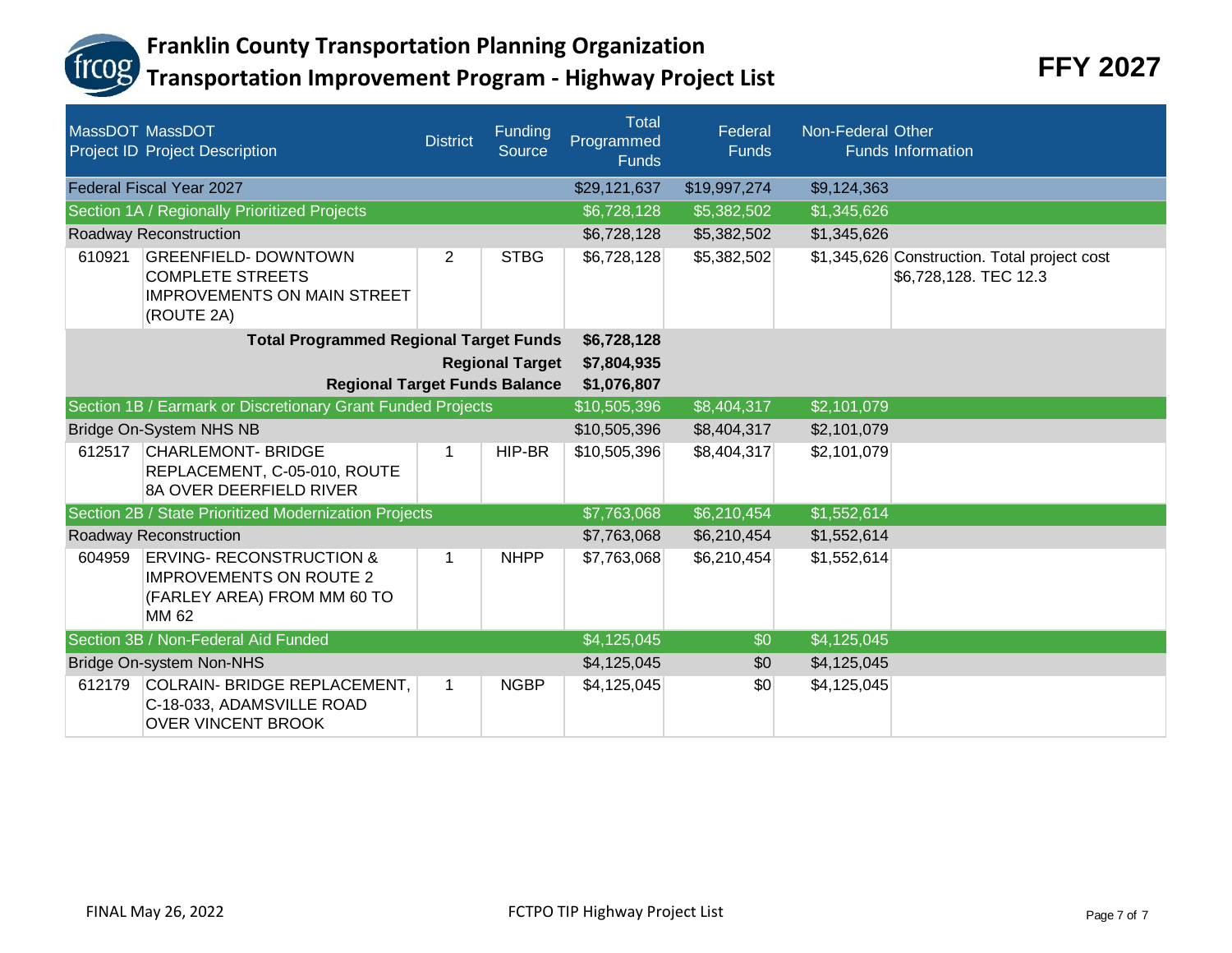# Franklin County Transportation Planning Organization
## Transportation Improvement Program - Highway Project List

**FFY 2027**

| MassDOT Project ID | MassDOT Project Description | District | Funding Source | Total Programmed Funds | Federal Funds | Non-Federal Funds | Other Information |
|---|---|---|---|---|---|---|---|
| Federal Fiscal Year 2027 | | | | $29,121,637 | $19,997,274 | $9,124,363 | |
| Section 1A / Regionally Prioritized Projects | | | | $6,728,128 | $5,382,502 | $1,345,626 | |
| Roadway Reconstruction | | | | $6,728,128 | $5,382,502 | $1,345,626 | |
| 610921 | GREENFIELD- DOWNTOWN COMPLETE STREETS IMPROVEMENTS ON MAIN STREET (ROUTE 2A) | 2 | STBG | $6,728,128 | $5,382,502 | $1,345,626 | Construction. Total project cost $6,728,128. TEC 12.3 |
| | **Total Programmed Regional Target Funds** | | | **$6,728,128** | | | |
| | **Regional Target** | | | **$7,804,935** | | | |
| | **Regional Target Funds Balance** | | | **$1,076,807** | | | |
| Section 1B / Earmark or Discretionary Grant Funded Projects | | | | $10,505,396 | $8,404,317 | $2,101,079 | |
| Bridge On-System NHS NB | | | | $10,505,396 | $8,404,317 | $2,101,079 | |
| 612517 | CHARLEMONT- BRIDGE REPLACEMENT, C-05-010, ROUTE 8A OVER DEERFIELD RIVER | 1 | HIP-BR | $10,505,396 | $8,404,317 | $2,101,079 | |
| Section 2B / State Prioritized Modernization Projects | | | | $7,763,068 | $6,210,454 | $1,552,614 | |
| Roadway Reconstruction | | | | $7,763,068 | $6,210,454 | $1,552,614 | |
| 604959 | ERVING- RECONSTRUCTION & IMPROVEMENTS ON ROUTE 2 (FARLEY AREA) FROM MM 60 TO MM 62 | 1 | NHPP | $7,763,068 | $6,210,454 | $1,552,614 | |
| Section 3B / Non-Federal Aid Funded | | | | $4,125,045 | $0 | $4,125,045 | |
| Bridge On-system Non-NHS | | | | $4,125,045 | $0 | $4,125,045 | |
| 612179 | COLRAIN- BRIDGE REPLACEMENT, C-18-033, ADAMSVILLE ROAD OVER VINCENT BROOK | 1 | NGBP | $4,125,045 | $0 | $4,125,045 | |

FINAL May 26, 2022